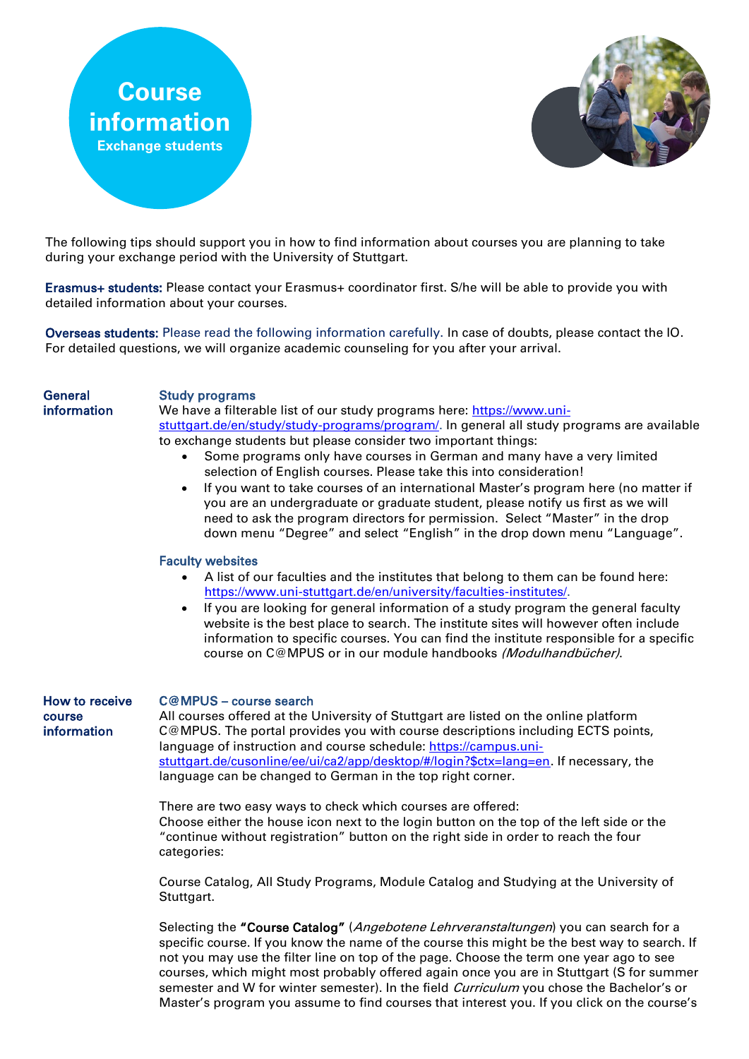# Course information

## Exchange students

The following tips should support you in how to find information about courses you are planning to take during your exchange period with the University of Stuttgart.

**Erasmus+ students:** Please contact your Erasmus+ coordinator first. S/he will be able to provide you with detailed information about your courses.

**Overseas students:** Please read the following information carefully. In case of doubts, please contact the IO. For detailed questions, we will organize academic counseling for you after your arrival.

## General information

### Study programs

We have a filterable list of our study programs here: https://www.uni-stuttgart.de/en/study/study-programs/program/. In general all study programs are available to exchange students but please consider two important things:

- Some programs only have courses in German and many have a very limited selection of English courses. Please take this into consideration!
- If you want to take courses of an international Master's program here (no matter if you are an undergraduate or graduate student, please notify us first as we will need to ask the program directors for permission. Select "Master" in the drop down menu "Degree" and select "English" in the drop down menu "Language".

### Faculty websites

- A list of our faculties and the institutes that belong to them can be found here: https://www.uni-stuttgart.de/en/university/faculties-institutes/.
- If you are looking for general information of a study program the general faculty website is the best place to search. The institute sites will however often include information to specific courses. You can find the institute responsible for a specific course on C@MPUS or in our module handbooks *(Modulhandbücher)*.

## How to receive course information

### C@MPUS – course search

All courses offered at the University of Stuttgart are listed on the online platform C@MPUS. The portal provides you with course descriptions including ECTS points, language of instruction and course schedule: https://campus.uni-stuttgart.de/cusonline/ee/ui/ca2/app/desktop/#/login?$ctx=lang=en. If necessary, the language can be changed to German in the top right corner.

There are two easy ways to check which courses are offered:
Choose either the house icon next to the login button on the top of the left side or the "continue without registration" button on the right side in order to reach the four categories:

Course Catalog, All Study Programs, Module Catalog and Studying at the University of Stuttgart.

Selecting the **"Course Catalog"** (*Angebotene Lehrveranstaltungen*) you can search for a specific course. If you know the name of the course this might be the best way to search. If not you may use the filter line on top of the page. Choose the term one year ago to see courses, which might most probably offered again once you are in Stuttgart (S for summer semester and W for winter semester). In the field *Curriculum* you chose the Bachelor's or Master's program you assume to find courses that interest you. If you click on the course's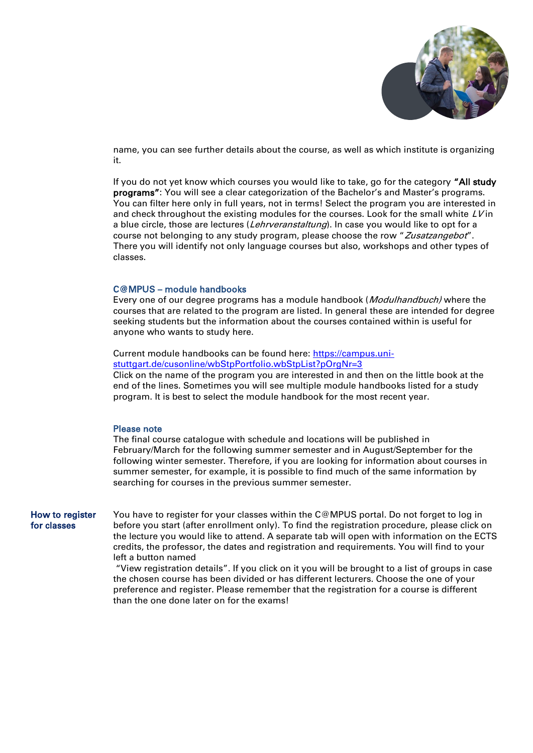name, you can see further details about the course, as well as which institute is organizing it.

If you do not yet know which courses you would like to take, go for the category **"All study programs"**: You will see a clear categorization of the Bachelor's and Master's programs. You can filter here only in full years, not in terms! Select the program you are interested in and check throughout the existing modules for the courses. Look for the small white *LV* in a blue circle, those are lectures (*Lehrveranstaltung*). In case you would like to opt for a course not belonging to any study program, please choose the row "*Zusatzangebot*". There you will identify not only language courses but also, workshops and other types of classes.

### C@MPUS – module handbooks

Every one of our degree programs has a module handbook (*Modulhandbuch)* where the courses that are related to the program are listed. In general these are intended for degree seeking students but the information about the courses contained within is useful for anyone who wants to study here.

Current module handbooks can be found here: [https://campus.uni-stuttgart.de/cusonline/wbStpPortfolio.wbStpList?pOrgNr=3](https://campus.uni-stuttgart.de/cusonline/wbStpPortfolio.wbStpList?pOrgNr=3)
Click on the name of the program you are interested in and then on the little book at the end of the lines. Sometimes you will see multiple module handbooks listed for a study program. It is best to select the module handbook for the most recent year.

### Please note

The final course catalogue with schedule and locations will be published in February/March for the following summer semester and in August/September for the following winter semester. Therefore, if you are looking for information about courses in summer semester, for example, it is possible to find much of the same information by searching for courses in the previous summer semester.

## How to register for classes

You have to register for your classes within the C@MPUS portal. Do not forget to log in before you start (after enrollment only). To find the registration procedure, please click on the lecture you would like to attend. A separate tab will open with information on the ECTS credits, the professor, the dates and registration and requirements. You will find to your left a button named "View registration details". If you click on it you will be brought to a list of groups in case the chosen course has been divided or has different lecturers. Choose the one of your preference and register. Please remember that the registration for a course is different than the one done later on for the exams!